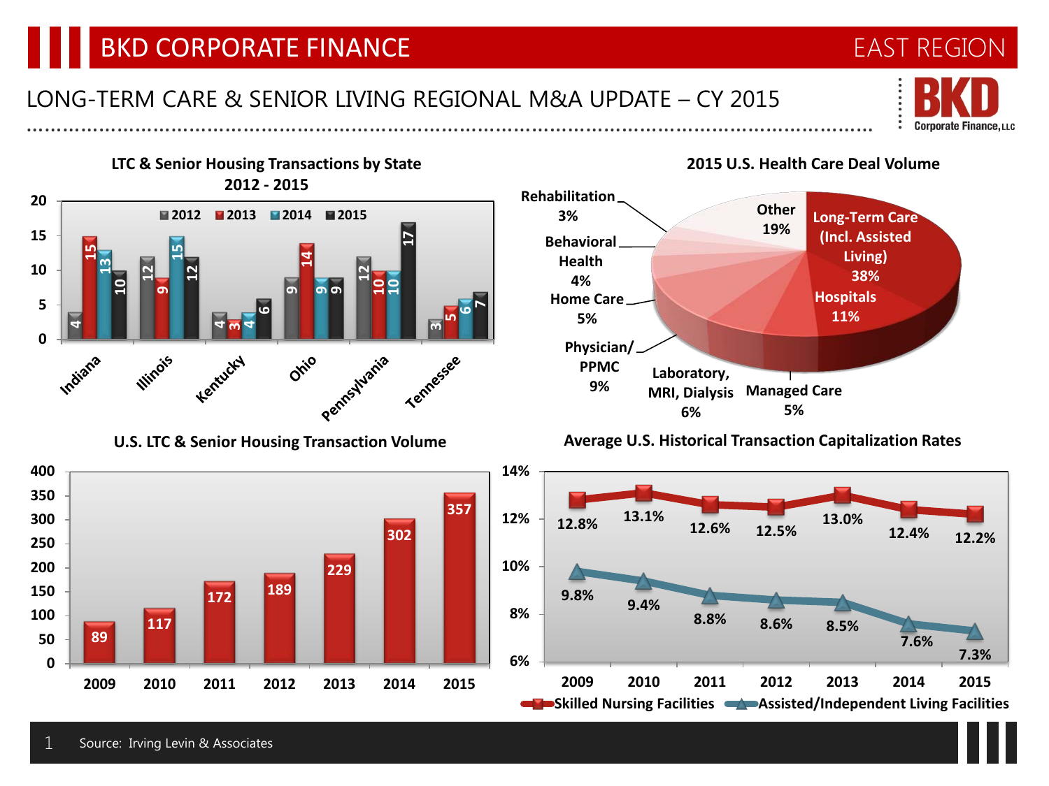# BKD CORPORATE FINANCE

EAST REGION

## LONG-TERM CARE & SENIOR LIVING REGIONAL M&A UPDATE – CY 2015

BKD Corporate Finance, LLC

### LTC & Senior Housing Transactions by State 2012 - 2015

| State | 2012 | 2013 | 2014 | 2015 |
|---|---|---|---|---|
| Indiana | 4 | 15 | 13 | 10 |
| Illinois | 12 | 9 | 15 | 12 |
| Kentucky | 4 | 3 | 4 | 6 |
| Ohio | 9 | 14 | 9 | 9 |
| Pennsylvania | 12 | 10 | 10 | 17 |
| Tennessee | 3 | 5 | 6 | 7 |

### 2015 U.S. Health Care Deal Volume

| Sector | Share |
|---|---|
| Long-Term Care (Incl. Assisted Living) | 38% |
| Hospitals | 11% |
| Managed Care | 5% |
| Laboratory, MRI, Dialysis | 6% |
| Physician/PPMC | 9% |
| Home Care | 5% |
| Behavioral Health | 4% |
| Rehabilitation | 3% |
| Other | 19% |

### U.S. LTC & Senior Housing Transaction Volume

| Year | 2009 | 2010 | 2011 | 2012 | 2013 | 2014 | 2015 |
|---|---|---|---|---|---|---|---|
| Transactions | 89 | 117 | 172 | 189 | 229 | 302 | 357 |

### Average U.S. Historical Transaction Capitalization Rates

| Year | 2009 | 2010 | 2011 | 2012 | 2013 | 2014 | 2015 |
|---|---|---|---|---|---|---|---|
| Skilled Nursing Facilities | 12.8% | 13.1% | 12.6% | 12.5% | 13.0% | 12.4% | 12.2% |
| Assisted/Independent Living Facilities | 9.8% | 9.4% | 8.8% | 8.6% | 8.5% | 7.6% | 7.3% |

Source: Irving Levin & Associates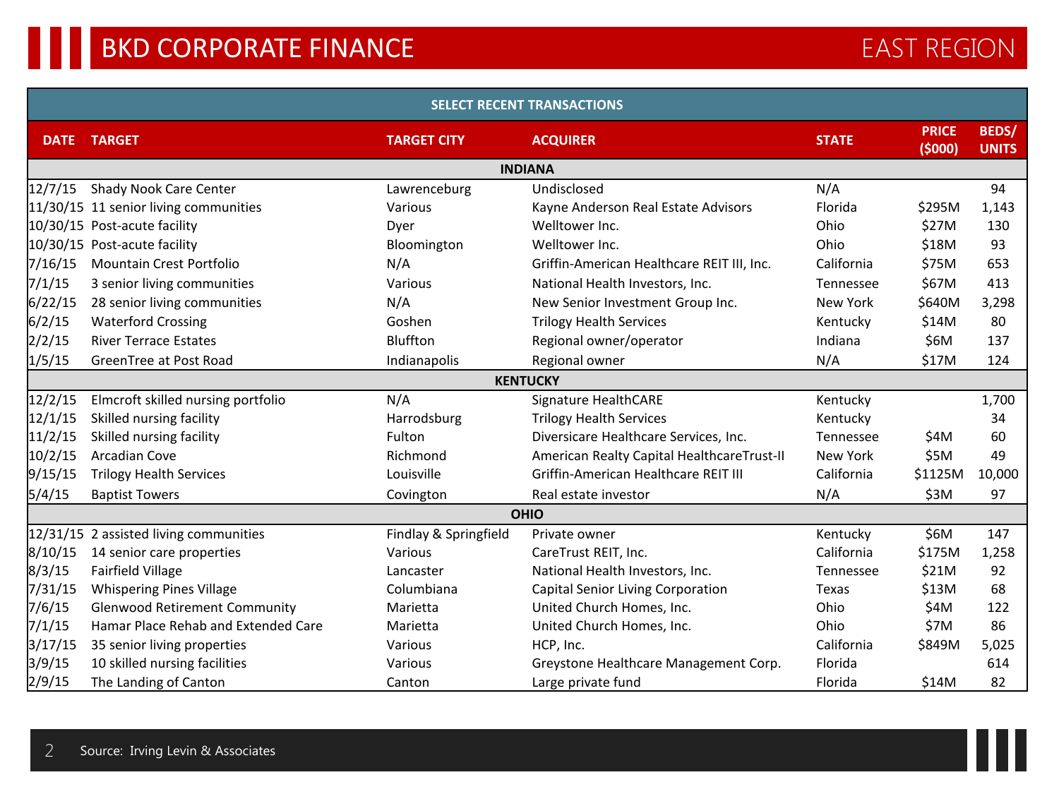# BKD CORPORATE FINANCE

## EAST REGION

**SELECT RECENT TRANSACTIONS**

| DATE | TARGET | TARGET CITY | ACQUIRER | STATE | PRICE ($000) | BEDS/ UNITS |
|---|---|---|---|---|---|---|
| | | | **INDIANA** | | | |
| 12/7/15 | Shady Nook Care Center | Lawrenceburg | Undisclosed | N/A | | 94 |
| 11/30/15 | 11 senior living communities | Various | Kayne Anderson Real Estate Advisors | Florida | $295M | 1,143 |
| 10/30/15 | Post-acute facility | Dyer | Welltower Inc. | Ohio | $27M | 130 |
| 10/30/15 | Post-acute facility | Bloomington | Welltower Inc. | Ohio | $18M | 93 |
| 7/16/15 | Mountain Crest Portfolio | N/A | Griffin-American Healthcare REIT III, Inc. | California | $75M | 653 |
| 7/1/15 | 3 senior living communities | Various | National Health Investors, Inc. | Tennessee | $67M | 413 |
| 6/22/15 | 28 senior living communities | N/A | New Senior Investment Group Inc. | New York | $640M | 3,298 |
| 6/2/15 | Waterford Crossing | Goshen | Trilogy Health Services | Kentucky | $14M | 80 |
| 2/2/15 | River Terrace Estates | Bluffton | Regional owner/operator | Indiana | $6M | 137 |
| 1/5/15 | GreenTree at Post Road | Indianapolis | Regional owner | N/A | $17M | 124 |
| | | | **KENTUCKY** | | | |
| 12/2/15 | Elmcroft skilled nursing portfolio | N/A | Signature HealthCARE | Kentucky | | 1,700 |
| 12/1/15 | Skilled nursing facility | Harrodsburg | Trilogy Health Services | Kentucky | | 34 |
| 11/2/15 | Skilled nursing facility | Fulton | Diversicare Healthcare Services, Inc. | Tennessee | $4M | 60 |
| 10/2/15 | Arcadian Cove | Richmond | American Realty Capital HealthcareTrust-II | New York | $5M | 49 |
| 9/15/15 | Trilogy Health Services | Louisville | Griffin-American Healthcare REIT III | California | $1125M | 10,000 |
| 5/4/15 | Baptist Towers | Covington | Real estate investor | N/A | $3M | 97 |
| | | | **OHIO** | | | |
| 12/31/15 | 2 assisted living communities | Findlay & Springfield | Private owner | Kentucky | $6M | 147 |
| 8/10/15 | 14 senior care properties | Various | CareTrust REIT, Inc. | California | $175M | 1,258 |
| 8/3/15 | Fairfield Village | Lancaster | National Health Investors, Inc. | Tennessee | $21M | 92 |
| 7/31/15 | Whispering Pines Village | Columbiana | Capital Senior Living Corporation | Texas | $13M | 68 |
| 7/6/15 | Glenwood Retirement Community | Marietta | United Church Homes, Inc. | Ohio | $4M | 122 |
| 7/1/15 | Hamar Place Rehab and Extended Care | Marietta | United Church Homes, Inc. | Ohio | $7M | 86 |
| 3/17/15 | 35 senior living properties | Various | HCP, Inc. | California | $849M | 5,025 |
| 3/9/15 | 10 skilled nursing facilities | Various | Greystone Healthcare Management Corp. | Florida | | 614 |
| 2/9/15 | The Landing of Canton | Canton | Large private fund | Florida | $14M | 82 |

Source: Irving Levin & Associates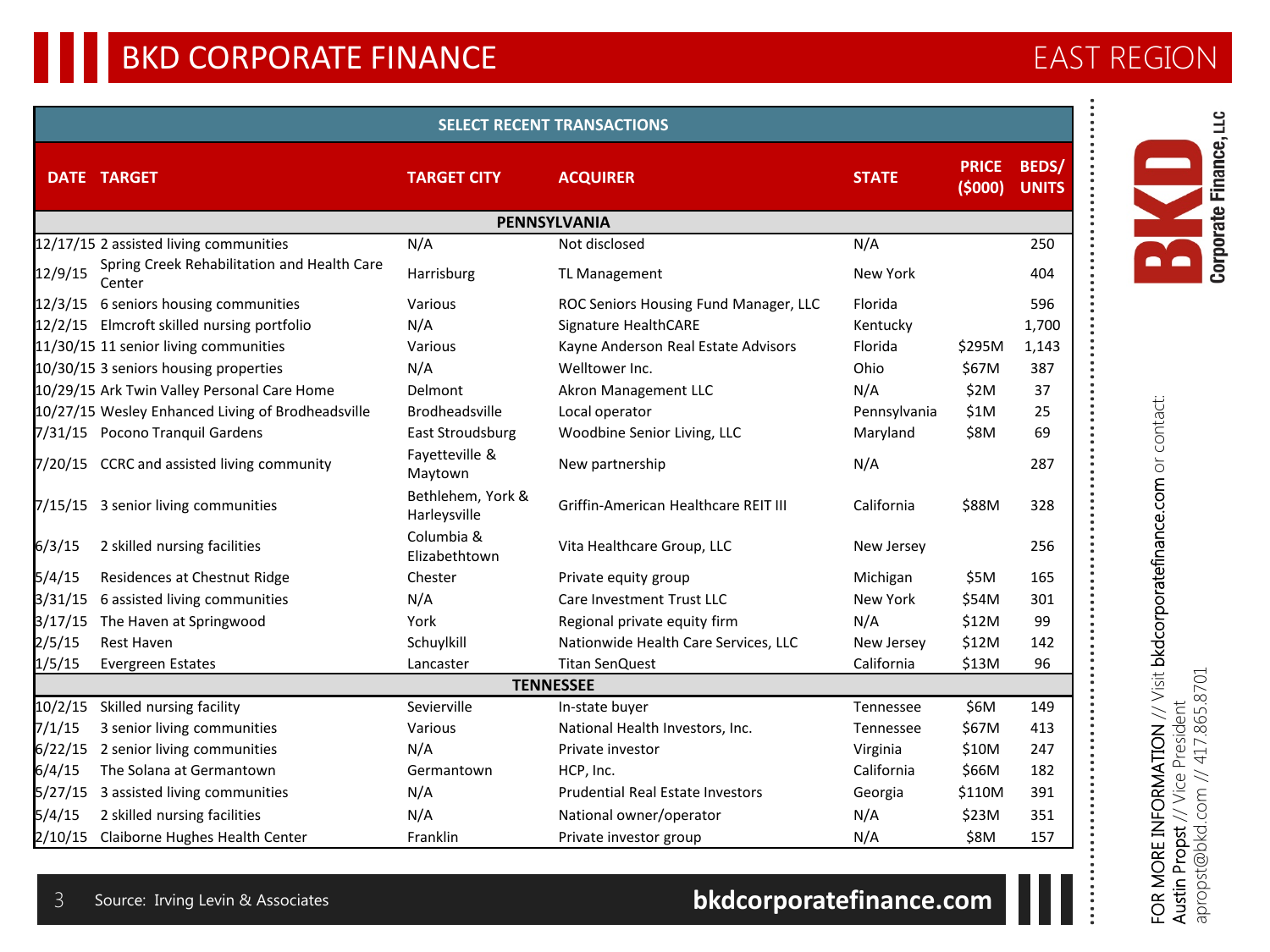# BKD CORPORATE FINANCE

## EAST REGION

**SELECT RECENT TRANSACTIONS**

| DATE | TARGET | TARGET CITY | ACQUIRER | STATE | PRICE ($000) | BEDS/ UNITS |
|---|---|---|---|---|---|---|
| **PENNSYLVANIA** | | | | | | |
| 12/17/15 | 2 assisted living communities | N/A | Not disclosed | N/A | | 250 |
| 12/9/15 | Spring Creek Rehabilitation and Health Care Center | Harrisburg | TL Management | New York | | 404 |
| 12/3/15 | 6 seniors housing communities | Various | ROC Seniors Housing Fund Manager, LLC | Florida | | 596 |
| 12/2/15 | Elmcroft skilled nursing portfolio | N/A | Signature HealthCARE | Kentucky | | 1,700 |
| 11/30/15 | 11 senior living communities | Various | Kayne Anderson Real Estate Advisors | Florida | $295M | 1,143 |
| 10/30/15 | 3 seniors housing properties | N/A | Welltower Inc. | Ohio | $67M | 387 |
| 10/29/15 | Ark Twin Valley Personal Care Home | Delmont | Akron Management LLC | N/A | $2M | 37 |
| 10/27/15 | Wesley Enhanced Living of Brodheadsville | Brodheadsville | Local operator | Pennsylvania | $1M | 25 |
| 7/31/15 | Pocono Tranquil Gardens | East Stroudsburg | Woodbine Senior Living, LLC | Maryland | $8M | 69 |
| 7/20/15 | CCRC and assisted living community | Fayetteville & Maytown | New partnership | N/A | | 287 |
| 7/15/15 | 3 senior living communities | Bethlehem, York & Harleysville | Griffin-American Healthcare REIT III | California | $88M | 328 |
| 6/3/15 | 2 skilled nursing facilities | Columbia & Elizabethtown | Vita Healthcare Group, LLC | New Jersey | | 256 |
| 5/4/15 | Residences at Chestnut Ridge | Chester | Private equity group | Michigan | $5M | 165 |
| 3/31/15 | 6 assisted living communities | N/A | Care Investment Trust LLC | New York | $54M | 301 |
| 3/17/15 | The Haven at Springwood | York | Regional private equity firm | N/A | $12M | 99 |
| 2/5/15 | Rest Haven | Schuylkill | Nationwide Health Care Services, LLC | New Jersey | $12M | 142 |
| 1/5/15 | Evergreen Estates | Lancaster | Titan SenQuest | California | $13M | 96 |
| **TENNESSEE** | | | | | | |
| 10/2/15 | Skilled nursing facility | Sevierville | In-state buyer | Tennessee | $6M | 149 |
| 7/1/15 | 3 senior living communities | Various | National Health Investors, Inc. | Tennessee | $67M | 413 |
| 6/22/15 | 2 senior living communities | N/A | Private investor | Virginia | $10M | 247 |
| 6/4/15 | The Solana at Germantown | Germantown | HCP, Inc. | California | $66M | 182 |
| 5/27/15 | 3 assisted living communities | N/A | Prudential Real Estate Investors | Georgia | $110M | 391 |
| 5/4/15 | 2 skilled nursing facilities | N/A | National owner/operator | N/A | $23M | 351 |
| 2/10/15 | Claiborne Hughes Health Center | Franklin | Private investor group | N/A | $8M | 157 |

Source: Irving Levin & Associates

**bkdcorporatefinance.com**

BKD Corporate Finance, LLC

FOR MORE INFORMATION // Visit **bkdcorporatefinance.com** or contact:
**Austin Propst** // Vice President
apropst@bkd.com // 417.865.8701